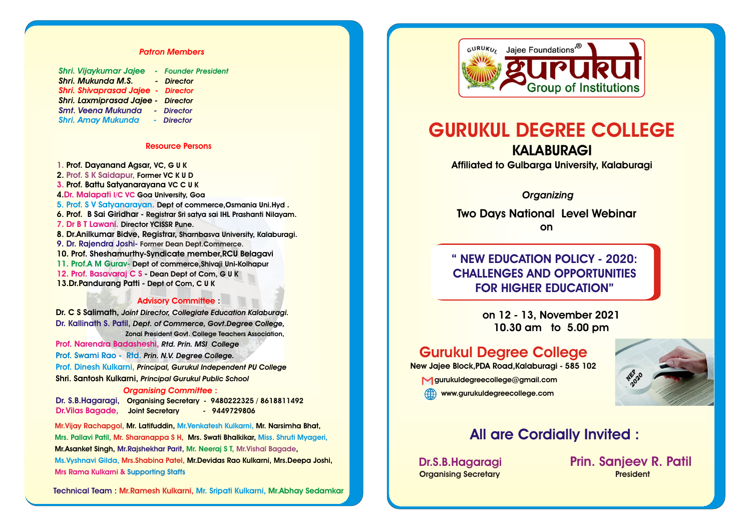### Patron Members

- *Shri. Vijaykumar Jajee - Founder President*
- *Shri. Mukunda M.S. - Director*
- *Shri. Shivaprasad Jajee - Director*
- *Shri. Laxmiprasad Jajee - Director*
- *Smt. Veena Mukunda - Director*
- *Shri. Amay Mukunda - Director*

### Resource Persons

1. Prof. Dayanand Agsar, VC, G U K
2. Prof. S K Saidapur, Former VC K U D
3. Prof. Battu Satyanarayana VC C U K
4. Dr. Malapati I/C VC Goa University, Goa
5. Prof. S V Satyanarayan. Dept of commerce,Osmania Uni.Hyd .
6. Prof. B Sai Giridhar - Registrar Sri satya sai IHL Prashanti Nilayam.
7. Dr B T Lawani. Director YCISSR Pune.
8. Dr.Anilkumar Bidve, Registrar, Sharnbasva University, Kalaburagi.
9. Dr. Rajendra Joshi- Former Dean Dept.Commerce.
10. Prof. Sheshamurthy-Syndicate member,RCU Belagavi
11. Prof.A M Gurav- Dept of commerce,Shivaji Uni-Kolhapur
12. Prof. Basavaraj C S - Dean Dept of Com, G U K
13. Dr.Pandurang Patti - Dept of Com, C U K

### Advisory Committee :

- Dr. C S Salimath, *Joint Director, Collegiate Education Kalaburagi.*
- Dr. Kallinath S. Patil, *Dept. of Commerce, Govt.Degree College,* Zonal President Govt. College Teachers Association,
- Prof. Narendra Badasheshi, *Rtd. Prin. MSI College*
- Prof. Swami Rao - Rtd. *Prin. N.V. Degree College.*
- Prof. Dinesh Kulkarni, *Principal, Gurukul Independent PU College*
- Shri. Santosh Kulkarni, *Principal Gurukul Public School*

### *Organising Committee :*

- Dr. S.B.Hagaragi, Organising Secretary - 9480222325 / 8618811492
- Dr.Vilas Bagade, Joint Secretary - 9449729806

Mr.Vijay Rachapgol, Mr. Latifuddin, Mr.Venkatesh Kulkarni, Mr. Narsimha Bhat, Mrs. Pallavi Patil, Mr. Sharanappa S H, Mrs. Swati Bhalkikar, Miss. Shruti Myageri, Mr.Asanket Singh, Mr.Rajshekhar Parit, Mr. Neeraj S T, Mr.Vishal Bagade, Ms.Vyshnavi Gilda, Mrs.Shabina Patel, Mr.Devidas Rao Kulkarni, Mrs.Deepa Joshi, Mrs Rama Kulkarni & Supporting Staffs

Technical Team : Mr.Ramesh Kulkarni, Mr. Sripati Kulkarni, Mr.Abhay Sedamkar

---

GURUKUL Jajee Foundations® gurukul Group of Institutions

# GURUKUL DEGREE COLLEGE

## KALABURAGI

Affiliated to Gulbarga University, Kalaburagi

*Organizing*

**Two Days National Level Webinar on**

## " NEW EDUCATION POLICY - 2020: CHALLENGES AND OPPORTUNITIES FOR HIGHER EDUCATION"

**on 12 - 13, November 2021**
**10.30 am to 5.00 pm**

## Gurukul Degree College

New Jajee Block,PDA Road,Kalaburagi - 585 102

gurukuldegreecollege@gmail.com

www.gurukuldegreecollege.com

## All are Cordially Invited :

**Dr.S.B.Hagaragi**
Organising Secretary

**Prin. Sanjeev R. Patil**
President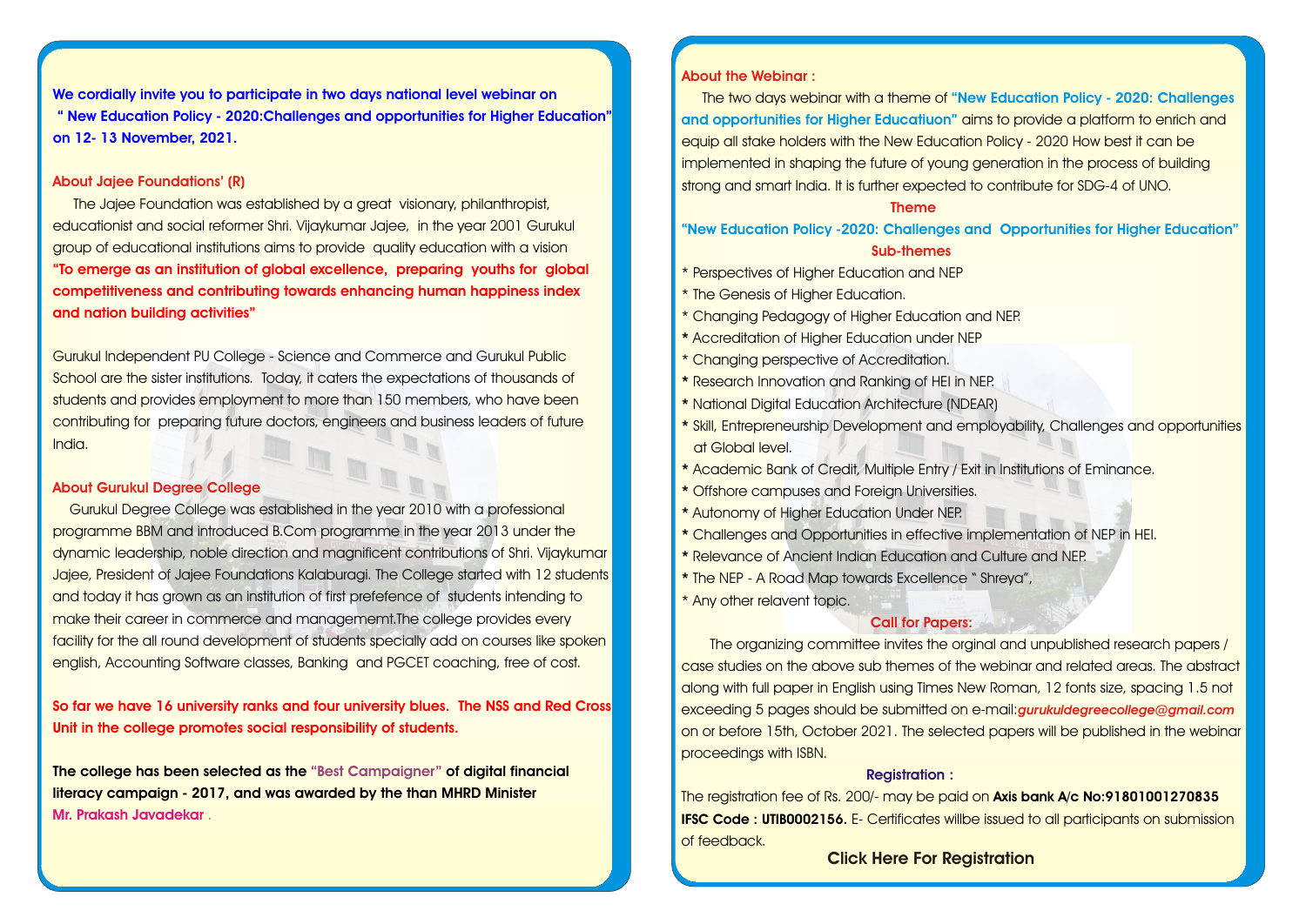**We cordially invite you to participate in two days national level webinar on " New Education Policy - 2020:Challenges and opportunities for Higher Education" on 12- 13 November, 2021.**

## About Jajee Foundations' (R)

The Jajee Foundation was established by a great visionary, philanthropist, educationist and social reformer Shri. Vijaykumar Jajee, in the year 2001 Gurukul group of educational institutions aims to provide quality education with a vision **"To emerge as an institution of global excellence, preparing youths for global competitiveness and contributing towards enhancing human happiness index and nation building activities"**

Gurukul Independent PU College - Science and Commerce and Gurukul Public School are the sister institutions. Today, it caters the expectations of thousands of students and provides employment to more than 150 members, who have been contributing for preparing future doctors, engineers and business leaders of future India.

## About Gurukul Degree College

Gurukul Degree College was established in the year 2010 with a professional programme BBM and introduced B.Com programme in the year 2013 under the dynamic leadership, noble direction and magnificent contributions of Shri. Vijaykumar Jajee, President of Jajee Foundations Kalaburagi. The College started with 12 students and today it has grown as an institution of first prefefence of students intending to make their career in commerce and managememt.The college provides every facility for the all round development of students specially add on courses like spoken english, Accounting Software classes, Banking and PGCET coaching, free of cost.

**So far we have 16 university ranks and four university blues. The NSS and Red Cross Unit in the college promotes social responsibility of students.**

**The college has been selected as the "Best Campaigner" of digital financial literacy campaign - 2017, and was awarded by the than MHRD Minister Mr. Prakash Javadekar .**

## About the Webinar :

The two days webinar with a theme of **"New Education Policy - 2020: Challenges and opportunities for Higher Educatiuon"** aims to provide a platform to enrich and equip all stake holders with the New Education Policy - 2020 How best it can be implemented in shaping the future of young generation in the process of building strong and smart India. It is further expected to contribute for SDG-4 of UNO.

### Theme

**"New Education Policy -2020: Challenges and Opportunities for Higher Education"**

### Sub-themes

* Perspectives of Higher Education and NEP
* The Genesis of Higher Education.
* Changing Pedagogy of Higher Education and NEP.
* Accreditation of Higher Education under NEP
* Changing perspective of Accreditation.
* Research Innovation and Ranking of HEI in NEP.
* National Digital Education Architecture (NDEAR)
* Skill, Entrepreneurship Development and employability, Challenges and opportunities at Global level.
* Academic Bank of Credit, Multiple Entry / Exit in Institutions of Eminance.
* Offshore campuses and Foreign Universities.
* Autonomy of Higher Education Under NEP.
* Challenges and Opportunities in effective implementation of NEP in HEI.
* Relevance of Ancient Indian Education and Culture and NEP.
* The NEP - A Road Map towards Excellence " Shreya",
* Any other relavent topic.

### Call for Papers:

The organizing committee invites the orginal and unpublished research papers / case studies on the above sub themes of the webinar and related areas. The abstract along with full paper in English using Times New Roman, 12 fonts size, spacing 1.5 not exceeding 5 pages should be submitted on e-mail:*gurukuldegreecollege@gmail.com* on or before 15th, October 2021. The selected papers will be published in the webinar proceedings with ISBN.

### Registration :

The registration fee of Rs. 200/- may be paid on **Axis bank A/c No:91801001270835 IFSC Code : UTIB0002156.** E- Certificates willbe issued to all participants on submission of feedback.

**Click Here For Registration**